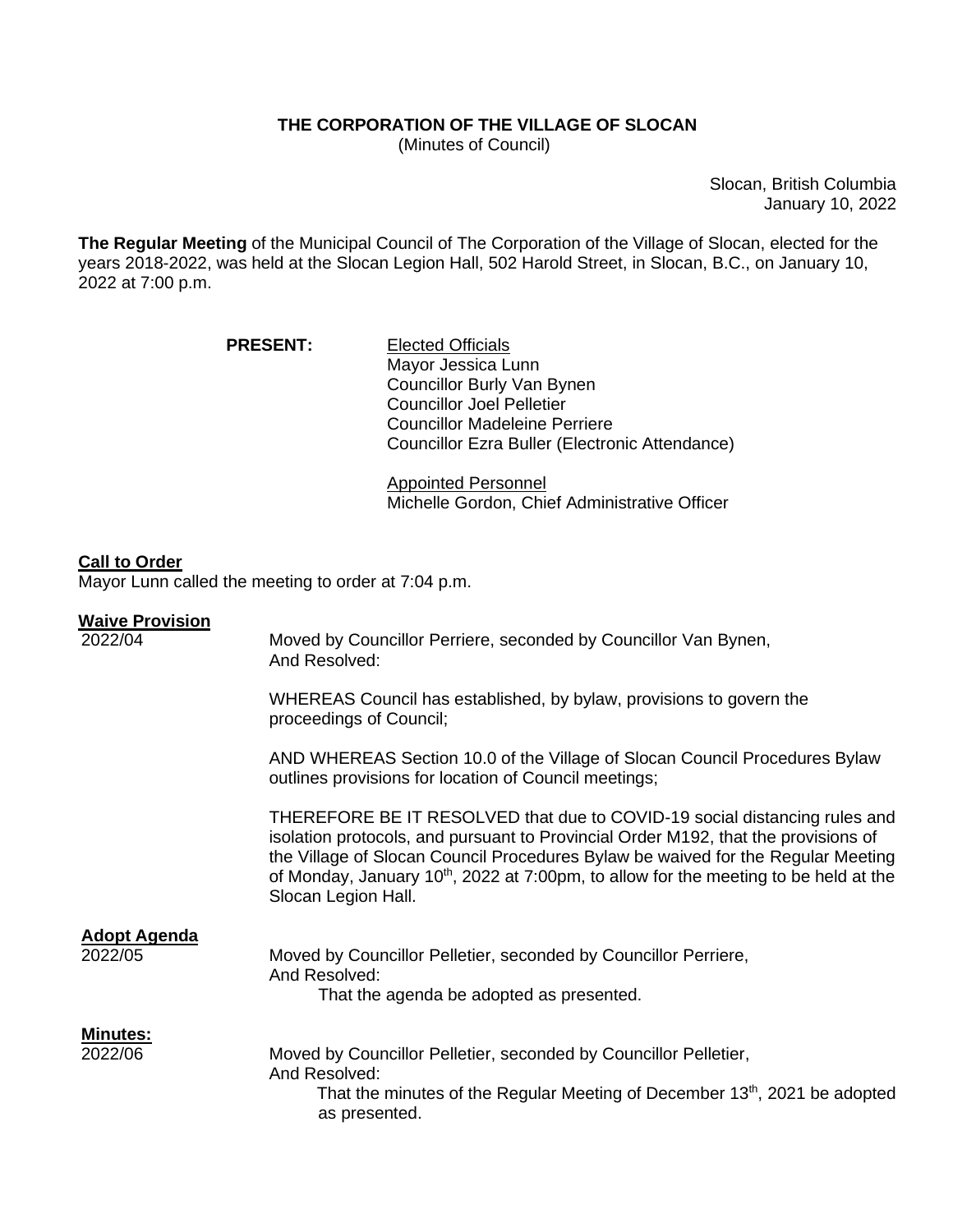**THE CORPORATION OF THE VILLAGE OF SLOCAN**
(Minutes of Council)

Slocan, British Columbia
January 10, 2022

**The Regular Meeting** of the Municipal Council of The Corporation of the Village of Slocan, elected for the years 2018-2022, was held at the Slocan Legion Hall, 502 Harold Street, in Slocan, B.C., on January 10, 2022 at 7:00 p.m.

**PRESENT:**

Elected Officials
Mayor Jessica Lunn
Councillor Burly Van Bynen
Councillor Joel Pelletier
Councillor Madeleine Perriere
Councillor Ezra Buller (Electronic Attendance)

Appointed Personnel
Michelle Gordon, Chief Administrative Officer

**Call to Order**
Mayor Lunn called the meeting to order at 7:04 p.m.

**Waive Provision**
2022/04

Moved by Councillor Perriere, seconded by Councillor Van Bynen,
And Resolved:

WHEREAS Council has established, by bylaw, provisions to govern the proceedings of Council;

AND WHEREAS Section 10.0 of the Village of Slocan Council Procedures Bylaw outlines provisions for location of Council meetings;

THEREFORE BE IT RESOLVED that due to COVID-19 social distancing rules and isolation protocols, and pursuant to Provincial Order M192, that the provisions of the Village of Slocan Council Procedures Bylaw be waived for the Regular Meeting of Monday, January 10th, 2022 at 7:00pm, to allow for the meeting to be held at the Slocan Legion Hall.

**Adopt Agenda**
2022/05

Moved by Councillor Pelletier, seconded by Councillor Perriere,
And Resolved:
That the agenda be adopted as presented.

**Minutes:**
2022/06

Moved by Councillor Pelletier, seconded by Councillor Pelletier,
And Resolved:
That the minutes of the Regular Meeting of December 13th, 2021 be adopted as presented.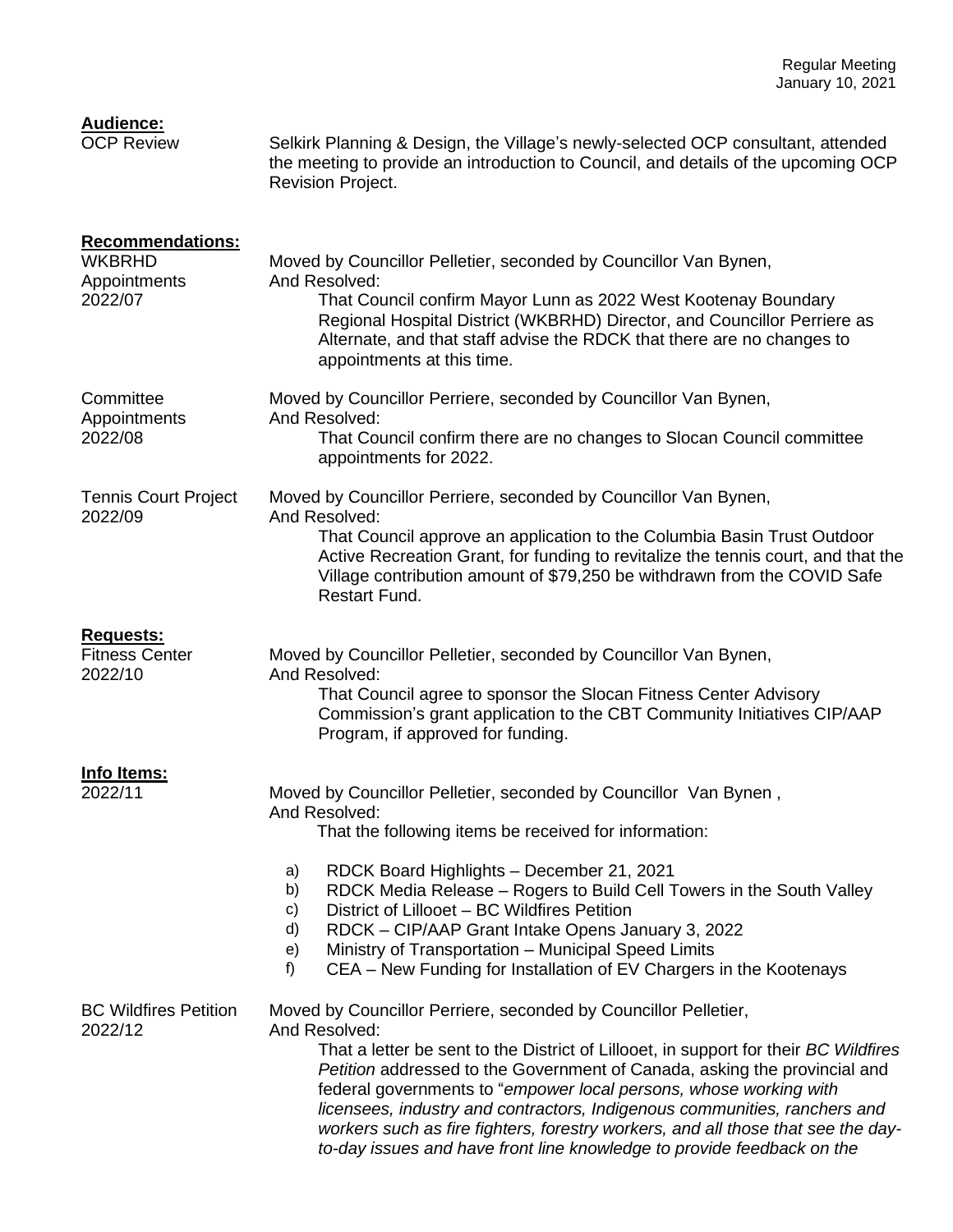**Audience:**

OCP Review

Selkirk Planning & Design, the Village's newly-selected OCP consultant, attended the meeting to provide an introduction to Council, and details of the upcoming OCP Revision Project.

**Recommendations:**

WKBRHD Appointments 2022/07

Moved by Councillor Pelletier, seconded by Councillor Van Bynen,
And Resolved:
That Council confirm Mayor Lunn as 2022 West Kootenay Boundary Regional Hospital District (WKBRHD) Director, and Councillor Perriere as Alternate, and that staff advise the RDCK that there are no changes to appointments at this time.

Committee Appointments 2022/08

Moved by Councillor Perriere, seconded by Councillor Van Bynen,
And Resolved:
That Council confirm there are no changes to Slocan Council committee appointments for 2022.

Tennis Court Project 2022/09

Moved by Councillor Perriere, seconded by Councillor Van Bynen,
And Resolved:
That Council approve an application to the Columbia Basin Trust Outdoor Active Recreation Grant, for funding to revitalize the tennis court, and that the Village contribution amount of $79,250 be withdrawn from the COVID Safe Restart Fund.

**Requests:**

Fitness Center 2022/10

Moved by Councillor Pelletier, seconded by Councillor Van Bynen,
And Resolved:
That Council agree to sponsor the Slocan Fitness Center Advisory Commission's grant application to the CBT Community Initiatives CIP/AAP Program, if approved for funding.

**Info Items:**

2022/11

Moved by Councillor Pelletier, seconded by Councillor Van Bynen ,
And Resolved:
That the following items be received for information:

a) RDCK Board Highlights – December 21, 2021
b) RDCK Media Release – Rogers to Build Cell Towers in the South Valley
c) District of Lillooet – BC Wildfires Petition
d) RDCK – CIP/AAP Grant Intake Opens January 3, 2022
e) Ministry of Transportation – Municipal Speed Limits
f) CEA – New Funding for Installation of EV Chargers in the Kootenays

BC Wildfires Petition 2022/12

Moved by Councillor Perriere, seconded by Councillor Pelletier,
And Resolved:
That a letter be sent to the District of Lillooet, in support for their *BC Wildfires Petition* addressed to the Government of Canada, asking the provincial and federal governments to "*empower local persons, whose working with licensees, industry and contractors, Indigenous communities, ranchers and workers such as fire fighters, forestry workers, and all those that see the day-to-day issues and have front line knowledge to provide feedback on the*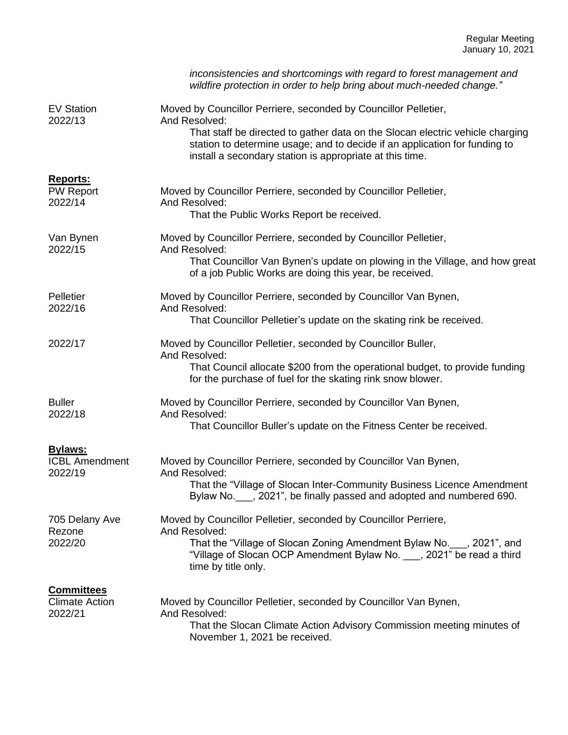*inconsistencies and shortcomings with regard to forest management and wildfire protection in order to help bring about much-needed change."*

EV Station
2022/13

Moved by Councillor Perriere, seconded by Councillor Pelletier,
And Resolved:
That staff be directed to gather data on the Slocan electric vehicle charging station to determine usage; and to decide if an application for funding to install a secondary station is appropriate at this time.

**Reports:**

PW Report
2022/14

Moved by Councillor Perriere, seconded by Councillor Pelletier,
And Resolved:
That the Public Works Report be received.

Van Bynen
2022/15

Moved by Councillor Perriere, seconded by Councillor Pelletier,
And Resolved:
That Councillor Van Bynen's update on plowing in the Village, and how great of a job Public Works are doing this year, be received.

Pelletier
2022/16

Moved by Councillor Perriere, seconded by Councillor Van Bynen,
And Resolved:
That Councillor Pelletier's update on the skating rink be received.

2022/17

Moved by Councillor Pelletier, seconded by Councillor Buller,
And Resolved:
That Council allocate $200 from the operational budget, to provide funding for the purchase of fuel for the skating rink snow blower.

Buller
2022/18

Moved by Councillor Perriere, seconded by Councillor Van Bynen,
And Resolved:
That Councillor Buller's update on the Fitness Center be received.

**Bylaws:**

ICBL Amendment
2022/19

Moved by Councillor Perriere, seconded by Councillor Van Bynen,
And Resolved:
That the "Village of Slocan Inter-Community Business Licence Amendment Bylaw No.___, 2021", be finally passed and adopted and numbered 690.

705 Delany Ave Rezone
2022/20

Moved by Councillor Pelletier, seconded by Councillor Perriere,
And Resolved:
That the "Village of Slocan Zoning Amendment Bylaw No.___, 2021", and "Village of Slocan OCP Amendment Bylaw No. ___, 2021" be read a third time by title only.

**Committees**

Climate Action
2022/21

Moved by Councillor Pelletier, seconded by Councillor Van Bynen,
And Resolved:
That the Slocan Climate Action Advisory Commission meeting minutes of November 1, 2021 be received.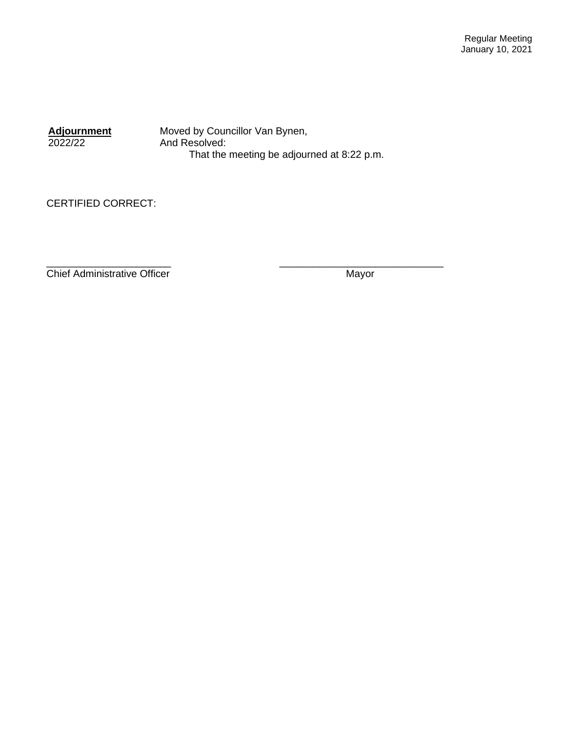**Adjournment**
2022/22

Moved by Councillor Van Bynen,
And Resolved:

That the meeting be adjourned at 8:22 p.m.

CERTIFIED CORRECT:

______________________
Chief Administrative Officer

______________________
Mayor